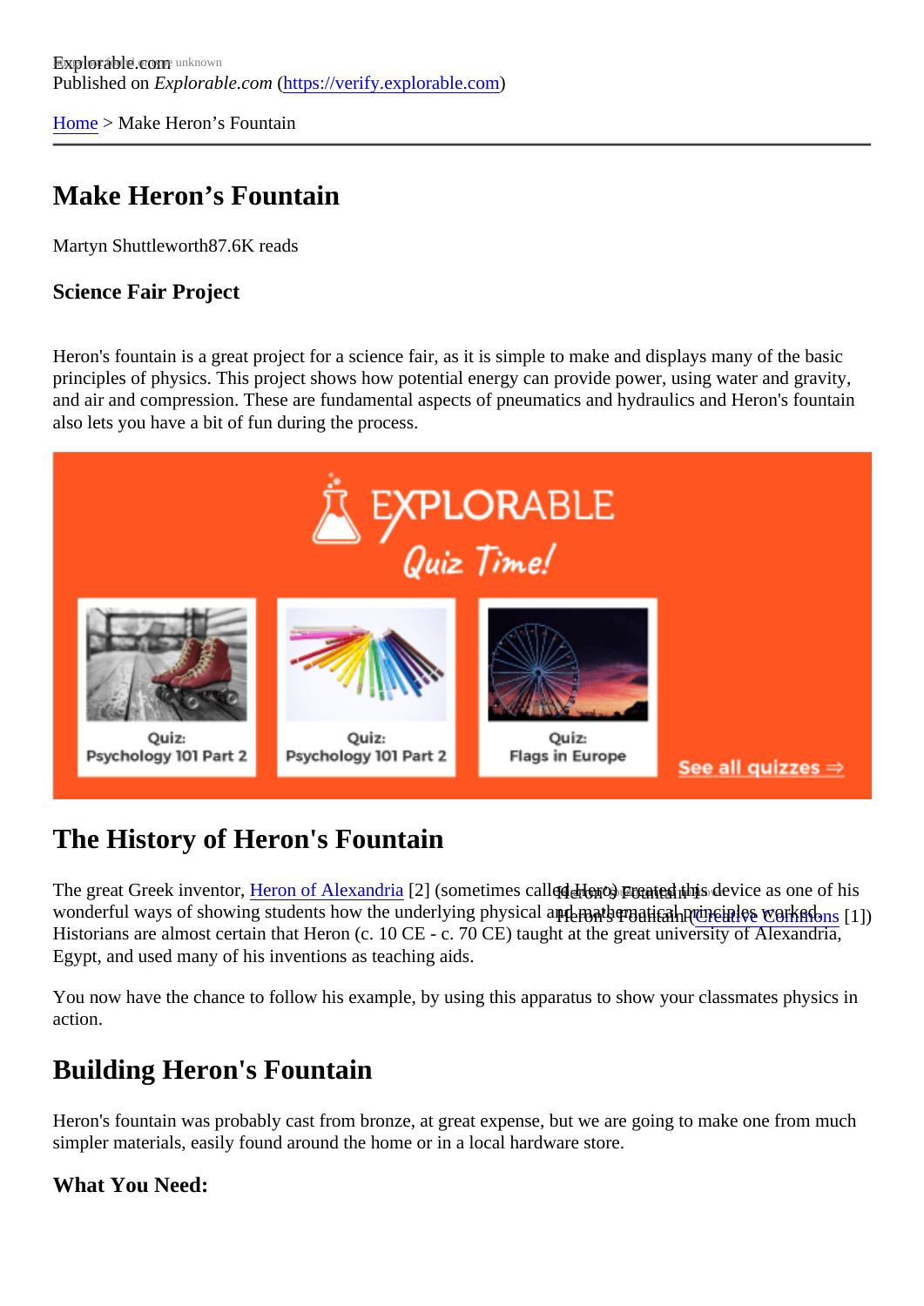Explorable.com
Published on *Explorable.com* (https://verify.explorable.com)

Home > Make Heron's Fountain

# Make Heron's Fountain

Martyn Shuttleworth87.6K reads

### Science Fair Project

Heron's fountain is a great project for a science fair, as it is simple to make and displays many of the basic principles of physics. This project shows how potential energy can provide power, using water and gravity, and air and compression. These are fundamental aspects of pneumatics and hydraulics and Heron's fountain also lets you have a bit of fun during the process.

## The History of Heron's Fountain

The great Greek inventor, Heron of Alexandria [2] (sometimes called Hero) created this device as one of his wonderful ways of showing students how the underlying physical and mathematical principles worked. Historians are almost certain that Heron (c. 10 CE - c. 70 CE) taught at the great university of Alexandria, Egypt, and used many of his inventions as teaching aids.

Heron's Fountain (Creative Commons [1])

You now have the chance to follow his example, by using this apparatus to show your classmates physics in action.

## Building Heron's Fountain

Heron's fountain was probably cast from bronze, at great expense, but we are going to make one from much simpler materials, easily found around the home or in a local hardware store.

### What You Need: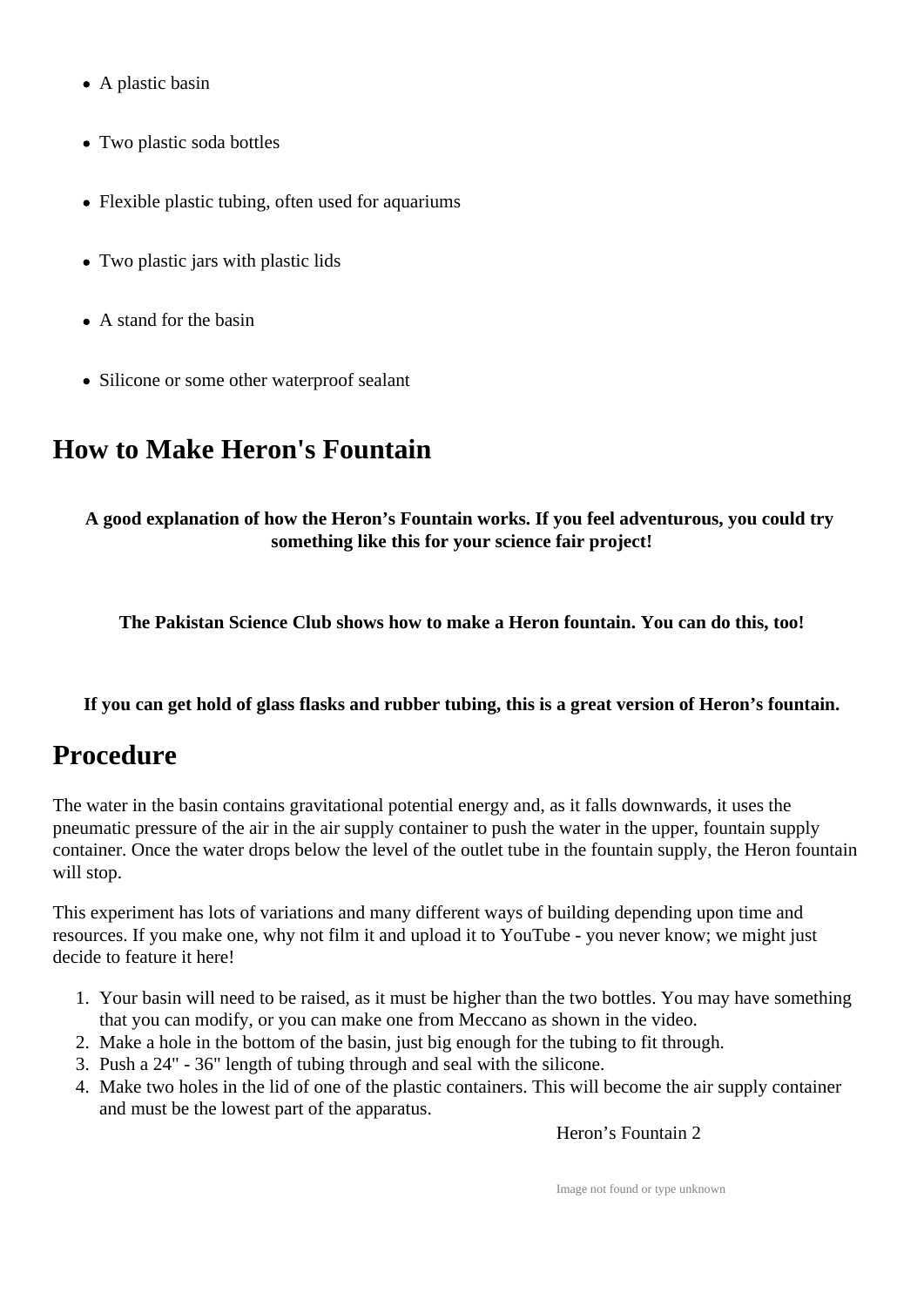- A plastic basin
- Two plastic soda bottles
- Flexible plastic tubing, often used for aquariums
- Two plastic jars with plastic lids
- A stand for the basin
- Silicone or some other waterproof sealant

## How to Make Heron's Fountain

**A good explanation of how the Heron's Fountain works. If you feel adventurous, you could try something like this for your science fair project!**

**The Pakistan Science Club shows how to make a Heron fountain. You can do this, too!**

**If you can get hold of glass flasks and rubber tubing, this is a great version of Heron's fountain.**

## Procedure

The water in the basin contains gravitational potential energy and, as it falls downwards, it uses the pneumatic pressure of the air in the air supply container to push the water in the upper, fountain supply container. Once the water drops below the level of the outlet tube in the fountain supply, the Heron fountain will stop.

This experiment has lots of variations and many different ways of building depending upon time and resources. If you make one, why not film it and upload it to YouTube - you never know; we might just decide to feature it here!

1. Your basin will need to be raised, as it must be higher than the two bottles. You may have something that you can modify, or you can make one from Meccano as shown in the video.
2. Make a hole in the bottom of the basin, just big enough for the tubing to fit through.
3. Push a 24" - 36" length of tubing through and seal with the silicone.
4. Make two holes in the lid of one of the plastic containers. This will become the air supply container and must be the lowest part of the apparatus.

Heron's Fountain 2

Image not found or type unknown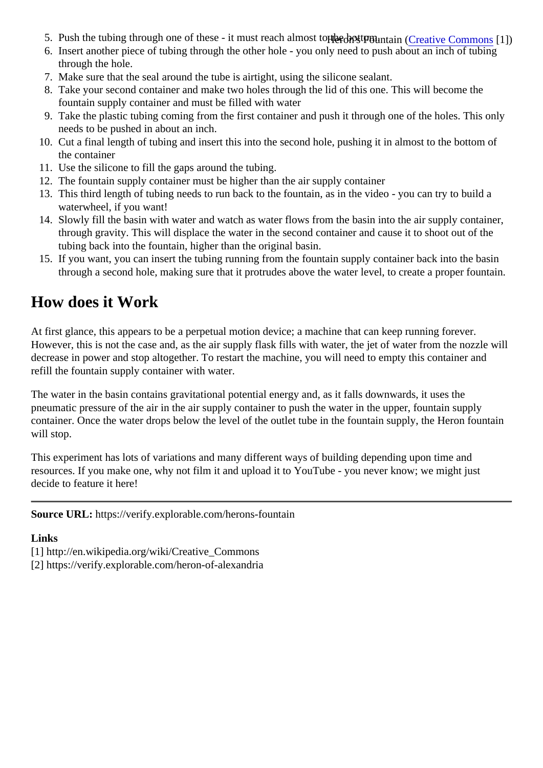5. Push the tubing through one of these - it must reach almost to the bottom. Heron's Fountain (Creative Commons [1])
6. Insert another piece of tubing through the other hole - you only need to push about an inch of tubing through the hole.
7. Make sure that the seal around the tube is airtight, using the silicone sealant.
8. Take your second container and make two holes through the lid of this one. This will become the fountain supply container and must be filled with water
9. Take the plastic tubing coming from the first container and push it through one of the holes. This only needs to be pushed in about an inch.
10. Cut a final length of tubing and insert this into the second hole, pushing it in almost to the bottom of the container
11. Use the silicone to fill the gaps around the tubing.
12. The fountain supply container must be higher than the air supply container
13. This third length of tubing needs to run back to the fountain, as in the video - you can try to build a waterwheel, if you want!
14. Slowly fill the basin with water and watch as water flows from the basin into the air supply container, through gravity. This will displace the water in the second container and cause it to shoot out of the tubing back into the fountain, higher than the original basin.
15. If you want, you can insert the tubing running from the fountain supply container back into the basin through a second hole, making sure that it protrudes above the water level, to create a proper fountain.

## How does it Work

At first glance, this appears to be a perpetual motion device; a machine that can keep running forever. However, this is not the case and, as the air supply flask fills with water, the jet of water from the nozzle will decrease in power and stop altogether. To restart the machine, you will need to empty this container and refill the fountain supply container with water.

The water in the basin contains gravitational potential energy and, as it falls downwards, it uses the pneumatic pressure of the air in the air supply container to push the water in the upper, fountain supply container. Once the water drops below the level of the outlet tube in the fountain supply, the Heron fountain will stop.

This experiment has lots of variations and many different ways of building depending upon time and resources. If you make one, why not film it and upload it to YouTube - you never know; we might just decide to feature it here!

---

**Source URL:** https://verify.explorable.com/herons-fountain

**Links**
[1] http://en.wikipedia.org/wiki/Creative_Commons
[2] https://verify.explorable.com/heron-of-alexandria